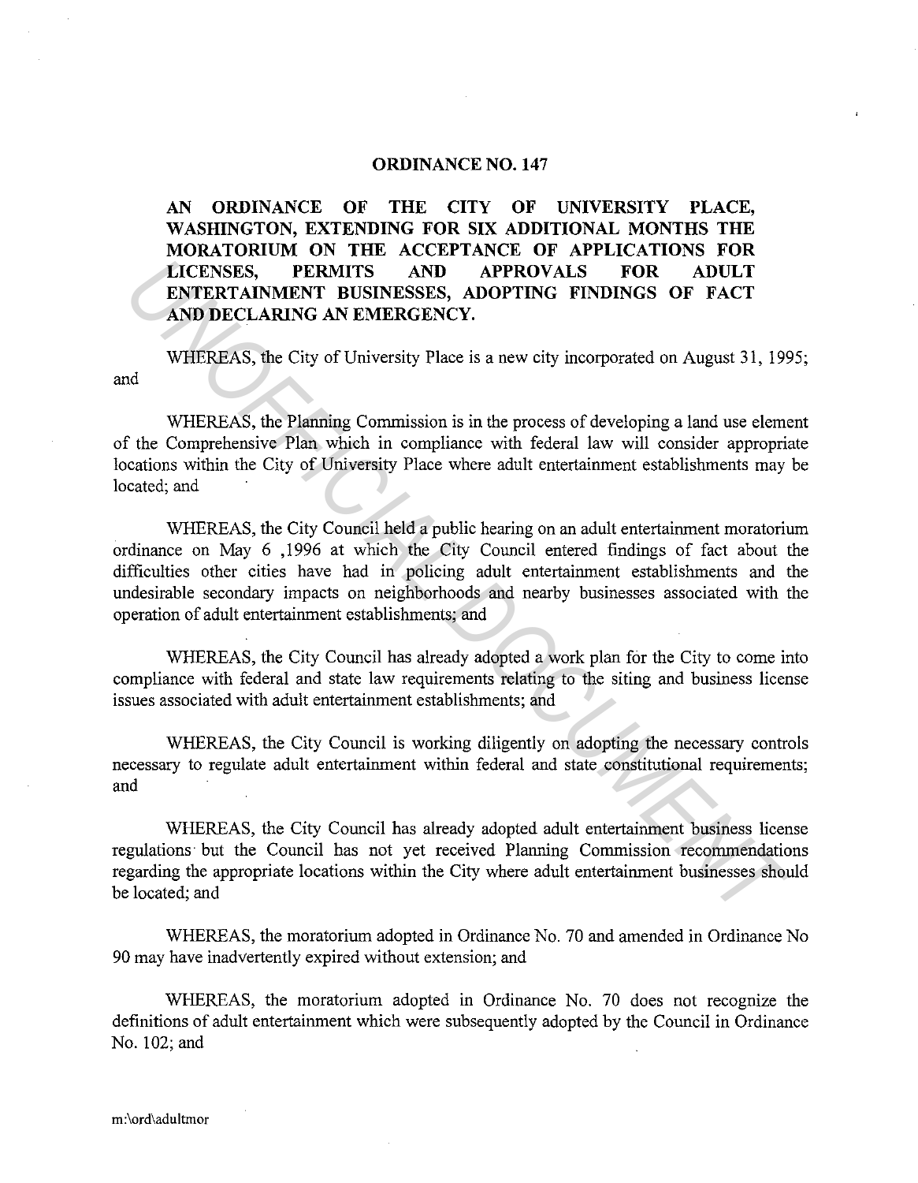**ORDINANCE NO. 147**

**AN ORDINANCE OF THE CITY OF UNIVERSITY PLACE, WASHINGTON, EXTENDING FOR SIX ADDITIONAL MONTHS THE MORATORIUM ON THE ACCEPTANCE OF APPLICATIONS FOR LICENSES, PERMITS AND APPROVALS FOR ADULT ENTERTAINMENT BUSINESSES, ADOPTING FINDINGS OF FACT AND DECLARING AN EMERGENCY.**

WHEREAS, the City of University Place is a new city incorporated on August 31, 1995; and

WHEREAS, the Planning Commission is in the process of developing a land use element of the Comprehensive Plan which in compliance with federal law will consider appropriate locations within the City of University Place where adult entertainment establishments may be located; and

WHEREAS, the City Council held a public hearing on an adult entertainment moratorium ordinance on May 6 ,1996 at which the City Council entered findings of fact about the difficulties other cities have had in policing adult entertainment establishments and the undesirable secondary impacts on neighborhoods and nearby businesses associated with the operation of adult entertainment establishments; and

WHEREAS, the City Council has already adopted a work plan for the City to come into compliance with federal and state law requirements relating to the siting and business license issues associated with adult entertainment establishments; and

WHEREAS, the City Council is working diligently on adopting the necessary controls necessary to regulate adult entertainment within federal and state constitutional requirements; and

WHEREAS, the City Council has already adopted adult entertainment business license regulations but the Council has not yet received Planning Commission recommendations regarding the appropriate locations within the City where adult entertainment businesses should be located; and

WHEREAS, the moratorium adopted in Ordinance No. 70 and amended in Ordinance No 90 may have inadvertently expired without extension; and

WHEREAS, the moratorium adopted in Ordinance No. 70 does not recognize the definitions of adult entertainment which were subsequently adopted by the Council in Ordinance No. 102; and

m:\ord\adultmor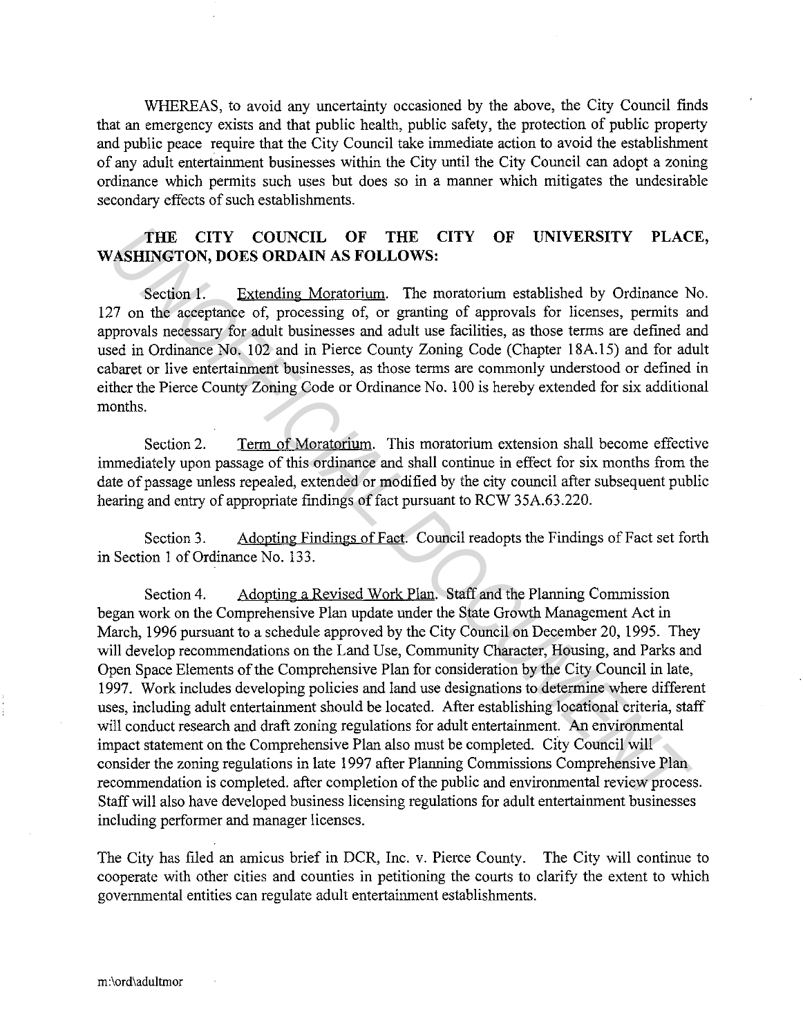WHEREAS, to avoid any uncertainty occasioned by the above, the City Council finds that an emergency exists and that public health, public safety, the protection of public property and public peace require that the City Council take immediate action to avoid the establishment of any adult entertainment businesses within the City until the City Council can adopt a zoning ordinance which permits such uses but does so in a manner which mitigates the undesirable secondary effects of such establishments.

**THE CITY COUNCIL OF THE CITY OF UNIVERSITY PLACE, WASHINGTON, DOES ORDAIN AS FOLLOWS:**

Section 1. Extending Moratorium. The moratorium established by Ordinance No. 127 on the acceptance of, processing of, or granting of approvals for licenses, permits and approvals necessary for adult businesses and adult use facilities, as those terms are defined and used in Ordinance No. 102 and in Pierce County Zoning Code (Chapter 18A.15) and for adult cabaret or live entertainment businesses, as those terms are commonly understood or defined in either the Pierce County Zoning Code or Ordinance No. 100 is hereby extended for six additional months.

Section 2. Term of Moratorium. This moratorium extension shall become effective immediately upon passage of this ordinance and shall continue in effect for six months from the date of passage unless repealed, extended or modified by the city council after subsequent public hearing and entry of appropriate findings of fact pursuant to RCW 35A.63.220.

Section 3. Adopting Findings of Fact. Council readopts the Findings of Fact set forth in Section 1 of Ordinance No. 133.

Section 4. Adopting a Revised Work Plan. Staff and the Planning Commission began work on the Comprehensive Plan update under the State Growth Management Act in March, 1996 pursuant to a schedule approved by the City Council on December 20, 1995. They will develop recommendations on the Land Use, Community Character, Housing, and Parks and Open Space Elements of the Comprehensive Plan for consideration by the City Council in late, 1997. Work includes developing policies and land use designations to determine where different uses, including adult entertainment should be located. After establishing locational criteria, staff will conduct research and draft zoning regulations for adult entertainment. An environmental impact statement on the Comprehensive Plan also must be completed. City Council will consider the zoning regulations in late 1997 after Planning Commissions Comprehensive Plan recommendation is completed. after completion of the public and environmental review process. Staff will also have developed business licensing regulations for adult entertainment businesses including performer and manager licenses.

The City has filed an amicus brief in DCR, Inc. v. Pierce County. The City will continue to cooperate with other cities and counties in petitioning the courts to clarify the extent to which governmental entities can regulate adult entertainment establishments.

m:\ord\adultmor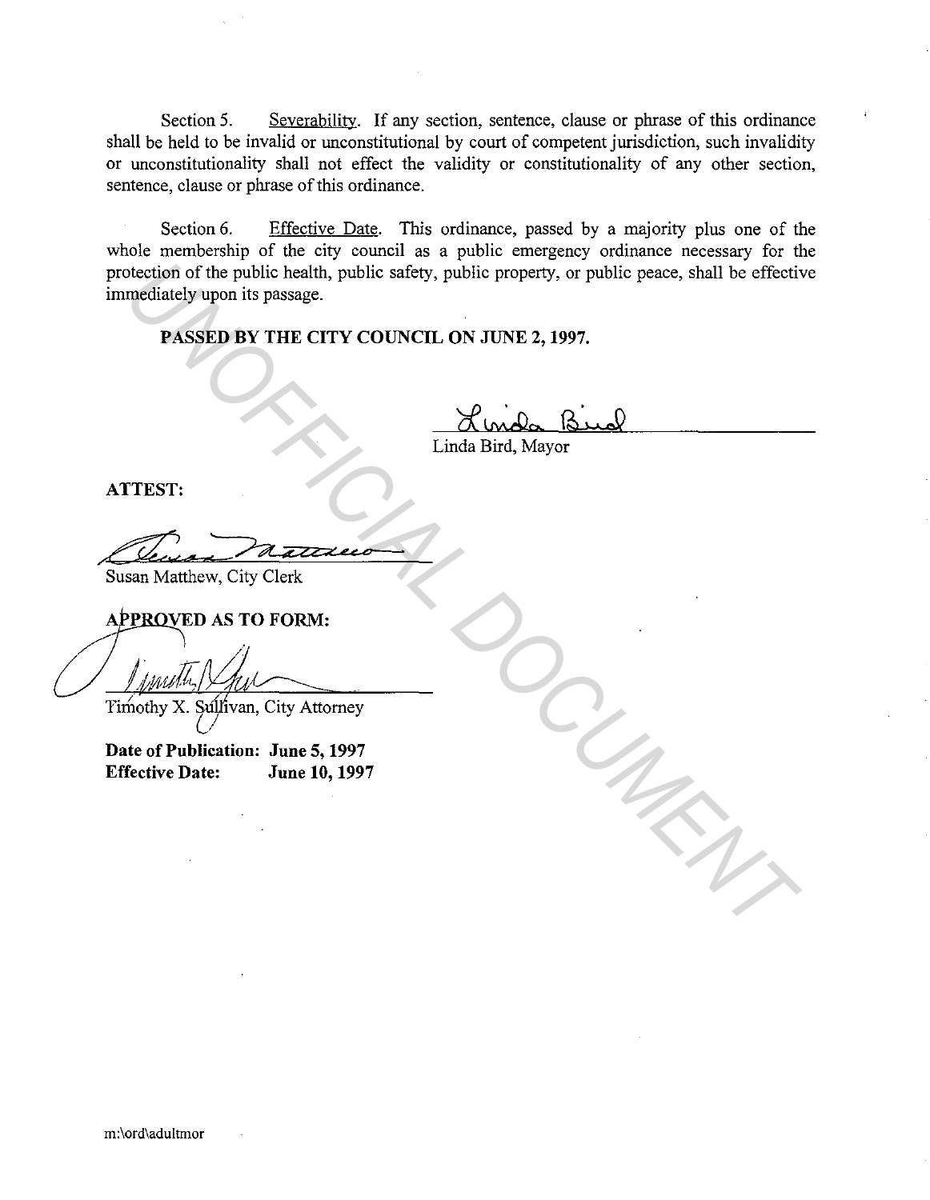Section 5. Severability. If any section, sentence, clause or phrase of this ordinance shall be held to be invalid or unconstitutional by court of competent jurisdiction, such invalidity or unconstitutionality shall not effect the validity or constitutionality of any other section, sentence, clause or phrase of this ordinance.

Section 6. Effective Date. This ordinance, passed by a majority plus one of the whole membership of the city council as a public emergency ordinance necessary for the protection of the public health, public safety, public property, or public peace, shall be effective immediately upon its passage.

**PASSED BY THE CITY COUNCIL ON JUNE 2, 1997.**

Linda Bird, Mayor

**ATTEST:**

Susan Matthew, City Clerk

**APPROVED AS TO FORM:**

Timothy X. Sullivan, City Attorney

**Date of Publication: June 5, 1997**
**Effective Date: June 10, 1997**

m:\ord\adultmor